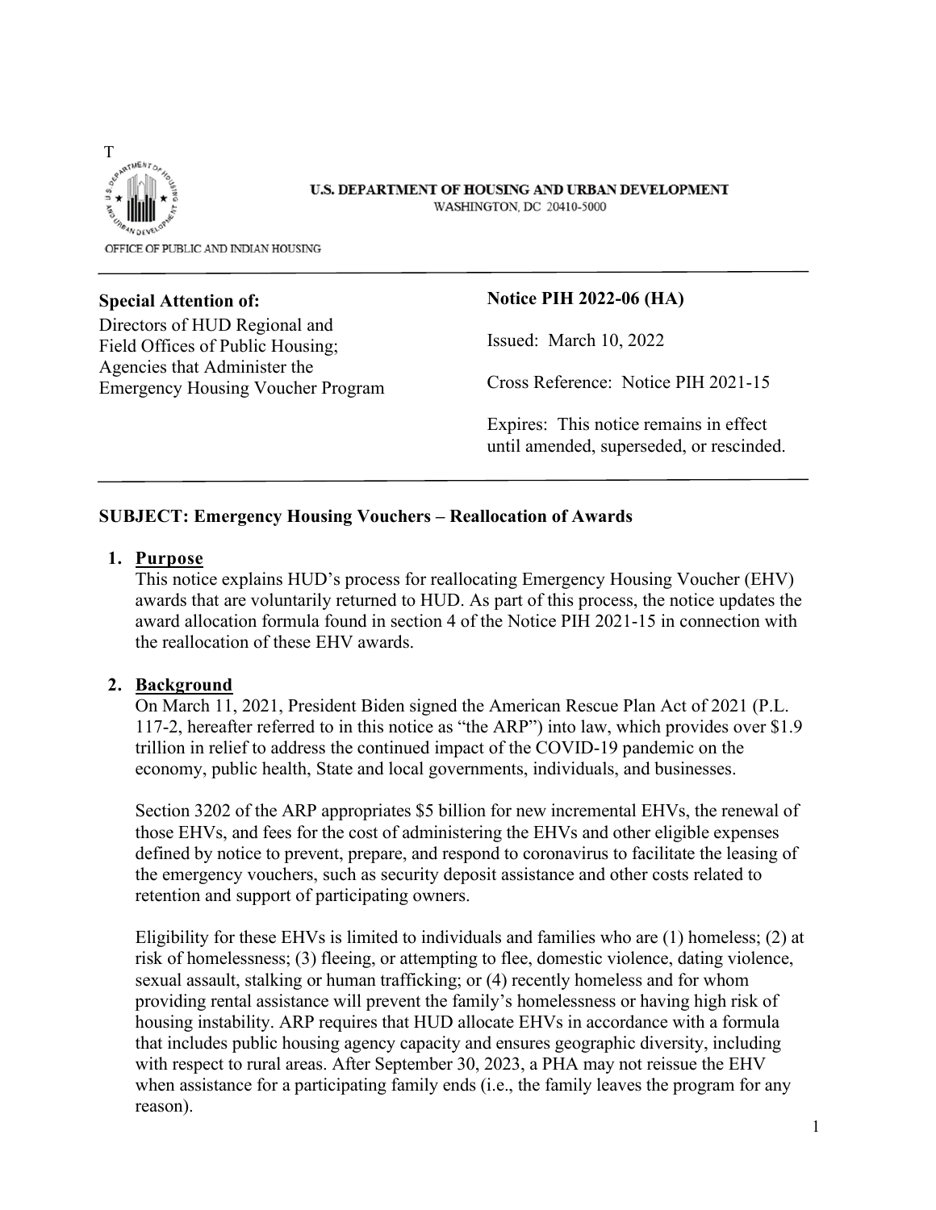T

U.S. DEPARTMENT OF HOUSING AND URBAN DEVELOPMENT
WASHINGTON, DC 20410-5000

OFFICE OF PUBLIC AND INDIAN HOUSING

---

**Special Attention of:**
Directors of HUD Regional and Field Offices of Public Housing; Agencies that Administer the Emergency Housing Voucher Program

**Notice PIH 2022-06 (HA)**

Issued: March 10, 2022

Cross Reference: Notice PIH 2021-15

Expires: This notice remains in effect until amended, superseded, or rescinded.

---

**SUBJECT: Emergency Housing Vouchers – Reallocation of Awards**

## 1. Purpose

This notice explains HUD's process for reallocating Emergency Housing Voucher (EHV) awards that are voluntarily returned to HUD. As part of this process, the notice updates the award allocation formula found in section 4 of the Notice PIH 2021-15 in connection with the reallocation of these EHV awards.

## 2. Background

On March 11, 2021, President Biden signed the American Rescue Plan Act of 2021 (P.L. 117-2, hereafter referred to in this notice as "the ARP") into law, which provides over $1.9 trillion in relief to address the continued impact of the COVID-19 pandemic on the economy, public health, State and local governments, individuals, and businesses.

Section 3202 of the ARP appropriates $5 billion for new incremental EHVs, the renewal of those EHVs, and fees for the cost of administering the EHVs and other eligible expenses defined by notice to prevent, prepare, and respond to coronavirus to facilitate the leasing of the emergency vouchers, such as security deposit assistance and other costs related to retention and support of participating owners.

Eligibility for these EHVs is limited to individuals and families who are (1) homeless; (2) at risk of homelessness; (3) fleeing, or attempting to flee, domestic violence, dating violence, sexual assault, stalking or human trafficking; or (4) recently homeless and for whom providing rental assistance will prevent the family's homelessness or having high risk of housing instability. ARP requires that HUD allocate EHVs in accordance with a formula that includes public housing agency capacity and ensures geographic diversity, including with respect to rural areas. After September 30, 2023, a PHA may not reissue the EHV when assistance for a participating family ends (i.e., the family leaves the program for any reason).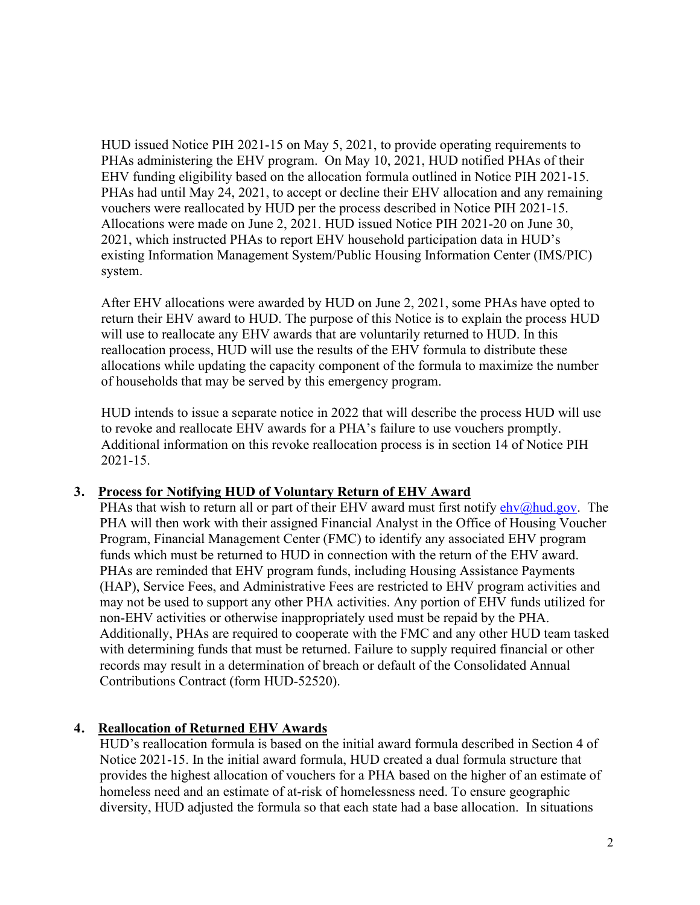HUD issued Notice PIH 2021-15 on May 5, 2021, to provide operating requirements to PHAs administering the EHV program. On May 10, 2021, HUD notified PHAs of their EHV funding eligibility based on the allocation formula outlined in Notice PIH 2021-15. PHAs had until May 24, 2021, to accept or decline their EHV allocation and any remaining vouchers were reallocated by HUD per the process described in Notice PIH 2021-15. Allocations were made on June 2, 2021. HUD issued Notice PIH 2021-20 on June 30, 2021, which instructed PHAs to report EHV household participation data in HUD's existing Information Management System/Public Housing Information Center (IMS/PIC) system.

After EHV allocations were awarded by HUD on June 2, 2021, some PHAs have opted to return their EHV award to HUD. The purpose of this Notice is to explain the process HUD will use to reallocate any EHV awards that are voluntarily returned to HUD. In this reallocation process, HUD will use the results of the EHV formula to distribute these allocations while updating the capacity component of the formula to maximize the number of households that may be served by this emergency program.

HUD intends to issue a separate notice in 2022 that will describe the process HUD will use to revoke and reallocate EHV awards for a PHA's failure to use vouchers promptly. Additional information on this revoke reallocation process is in section 14 of Notice PIH 2021-15.

## 3. Process for Notifying HUD of Voluntary Return of EHV Award

PHAs that wish to return all or part of their EHV award must first notify ehv@hud.gov. The PHA will then work with their assigned Financial Analyst in the Office of Housing Voucher Program, Financial Management Center (FMC) to identify any associated EHV program funds which must be returned to HUD in connection with the return of the EHV award. PHAs are reminded that EHV program funds, including Housing Assistance Payments (HAP), Service Fees, and Administrative Fees are restricted to EHV program activities and may not be used to support any other PHA activities. Any portion of EHV funds utilized for non-EHV activities or otherwise inappropriately used must be repaid by the PHA. Additionally, PHAs are required to cooperate with the FMC and any other HUD team tasked with determining funds that must be returned. Failure to supply required financial or other records may result in a determination of breach or default of the Consolidated Annual Contributions Contract (form HUD-52520).

## 4. Reallocation of Returned EHV Awards

HUD's reallocation formula is based on the initial award formula described in Section 4 of Notice 2021-15. In the initial award formula, HUD created a dual formula structure that provides the highest allocation of vouchers for a PHA based on the higher of an estimate of homeless need and an estimate of at-risk of homelessness need. To ensure geographic diversity, HUD adjusted the formula so that each state had a base allocation. In situations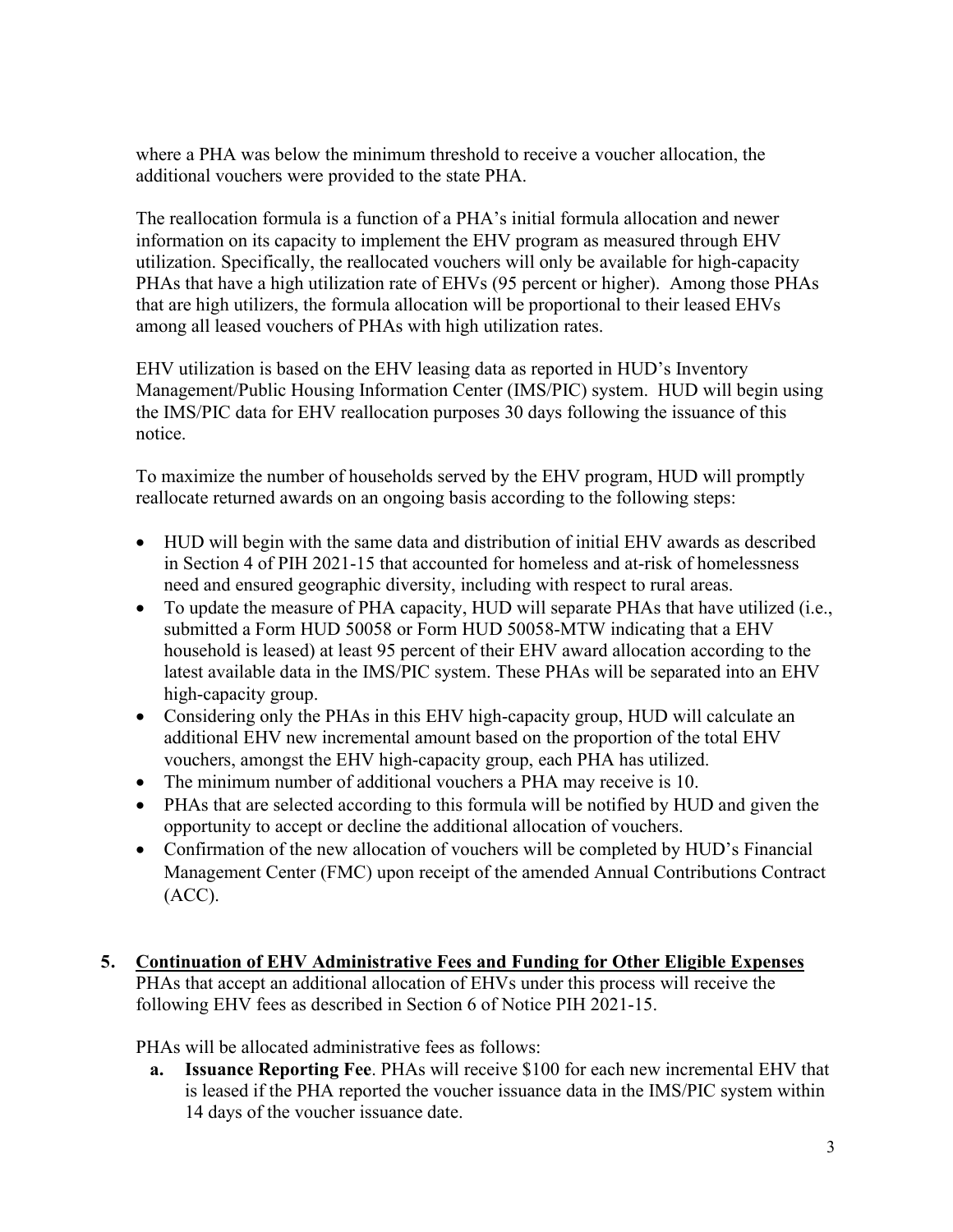where a PHA was below the minimum threshold to receive a voucher allocation, the additional vouchers were provided to the state PHA.

The reallocation formula is a function of a PHA's initial formula allocation and newer information on its capacity to implement the EHV program as measured through EHV utilization. Specifically, the reallocated vouchers will only be available for high-capacity PHAs that have a high utilization rate of EHVs (95 percent or higher). Among those PHAs that are high utilizers, the formula allocation will be proportional to their leased EHVs among all leased vouchers of PHAs with high utilization rates.

EHV utilization is based on the EHV leasing data as reported in HUD's Inventory Management/Public Housing Information Center (IMS/PIC) system. HUD will begin using the IMS/PIC data for EHV reallocation purposes 30 days following the issuance of this notice.

To maximize the number of households served by the EHV program, HUD will promptly reallocate returned awards on an ongoing basis according to the following steps:

- HUD will begin with the same data and distribution of initial EHV awards as described in Section 4 of PIH 2021-15 that accounted for homeless and at-risk of homelessness need and ensured geographic diversity, including with respect to rural areas.
- To update the measure of PHA capacity, HUD will separate PHAs that have utilized (i.e., submitted a Form HUD 50058 or Form HUD 50058-MTW indicating that a EHV household is leased) at least 95 percent of their EHV award allocation according to the latest available data in the IMS/PIC system. These PHAs will be separated into an EHV high-capacity group.
- Considering only the PHAs in this EHV high-capacity group, HUD will calculate an additional EHV new incremental amount based on the proportion of the total EHV vouchers, amongst the EHV high-capacity group, each PHA has utilized.
- The minimum number of additional vouchers a PHA may receive is 10.
- PHAs that are selected according to this formula will be notified by HUD and given the opportunity to accept or decline the additional allocation of vouchers.
- Confirmation of the new allocation of vouchers will be completed by HUD's Financial Management Center (FMC) upon receipt of the amended Annual Contributions Contract (ACC).

## 5. Continuation of EHV Administrative Fees and Funding for Other Eligible Expenses

PHAs that accept an additional allocation of EHVs under this process will receive the following EHV fees as described in Section 6 of Notice PIH 2021-15.

PHAs will be allocated administrative fees as follows:

a. **Issuance Reporting Fee**. PHAs will receive \$100 for each new incremental EHV that is leased if the PHA reported the voucher issuance data in the IMS/PIC system within 14 days of the voucher issuance date.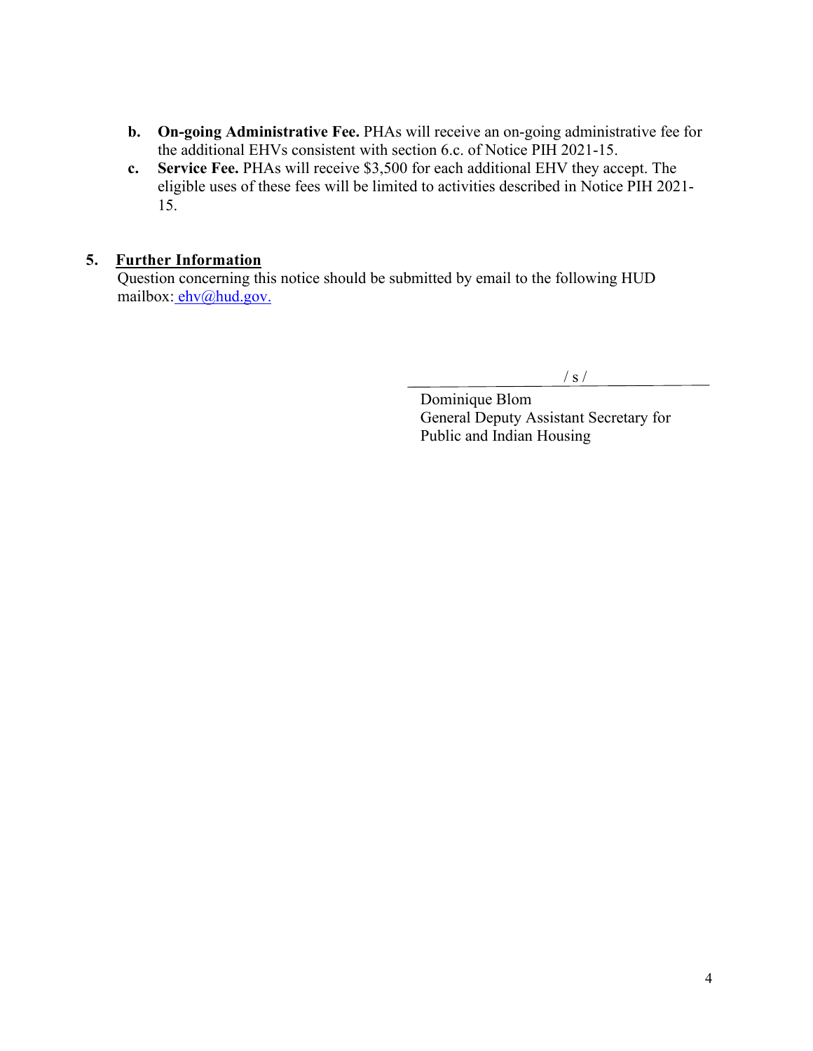b. **On-going Administrative Fee.** PHAs will receive an on-going administrative fee for the additional EHVs consistent with section 6.c. of Notice PIH 2021-15.

c. **Service Fee.** PHAs will receive $3,500 for each additional EHV they accept. The eligible uses of these fees will be limited to activities described in Notice PIH 2021-15.

## 5. Further Information

Question concerning this notice should be submitted by email to the following HUD mailbox: ehv@hud.gov.

/ s /

Dominique Blom
General Deputy Assistant Secretary for
Public and Indian Housing